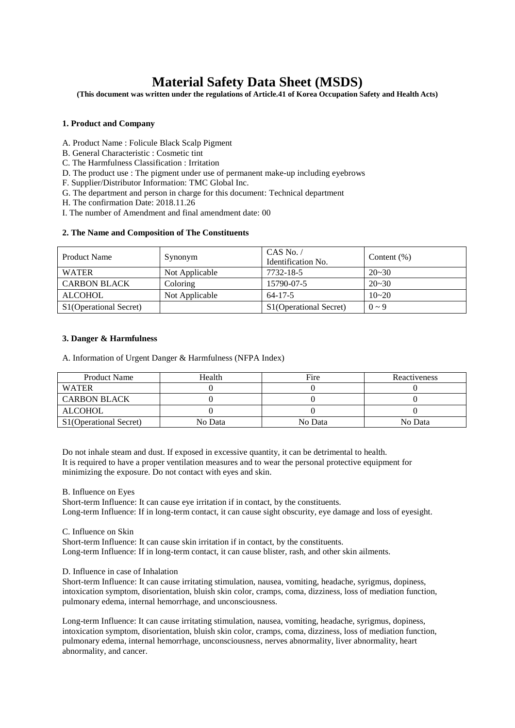# Material Safety Data Sheet (MSDS)

**(This document was written under the regulations of Article.41 of Korea Occupation Safety and Health Acts)**

### 1. Product and Company

A. Product Name : Folicule Black Scalp Pigment

B. General Characteristic : Cosmetic tint

C. The Harmfulness Classification : Irritation

D. The product use : The pigment under use of permanent make-up including eyebrows

F. Supplier/Distributor Information: TMC Global Inc.

G. The department and person in charge for this document: Technical department

H. The confirmation Date: 2018.11.26

I. The number of Amendment and final amendment date: 00

### 2. The Name and Composition of The Constituents

| Product Name | Synonym | CAS No. / Identification No. | Content (%) |
|---|---|---|---|
| WATER | Not Applicable | 7732-18-5 | 20~30 |
| CARBON BLACK | Coloring | 15790-07-5 | 20~30 |
| ALCOHOL | Not Applicable | 64-17-5 | 10~20 |
| S1(Operational Secret) | | S1(Operational Secret) | 0 ~ 9 |

### 3. Danger & Harmfulness

A. Information of Urgent Danger & Harmfulness (NFPA Index)

| Product Name | Health | Fire | Reactiveness |
|---|---|---|---|
| WATER | 0 | 0 | 0 |
| CARBON BLACK | 0 | 0 | 0 |
| ALCOHOL | 0 | 0 | 0 |
| S1(Operational Secret) | No Data | No Data | No Data |

Do not inhale steam and dust. If exposed in excessive quantity, it can be detrimental to health.
It is required to have a proper ventilation measures and to wear the personal protective equipment for minimizing the exposure. Do not contact with eyes and skin.

B. Influence on Eyes

Short-term Influence: It can cause eye irritation if in contact, by the constituents.

Long-term Influence: If in long-term contact, it can cause sight obscurity, eye damage and loss of eyesight.

C. Influence on Skin

Short-term Influence: It can cause skin irritation if in contact, by the constituents.

Long-term Influence: If in long-term contact, it can cause blister, rash, and other skin ailments.

D. Influence in case of Inhalation

Short-term Influence: It can cause irritating stimulation, nausea, vomiting, headache, syrigmus, dopiness, intoxication symptom, disorientation, bluish skin color, cramps, coma, dizziness, loss of mediation function, pulmonary edema, internal hemorrhage, and unconsciousness.

Long-term Influence: It can cause irritating stimulation, nausea, vomiting, headache, syrigmus, dopiness, intoxication symptom, disorientation, bluish skin color, cramps, coma, dizziness, loss of mediation function, pulmonary edema, internal hemorrhage, unconsciousness, nerves abnormality, liver abnormality, heart abnormality, and cancer.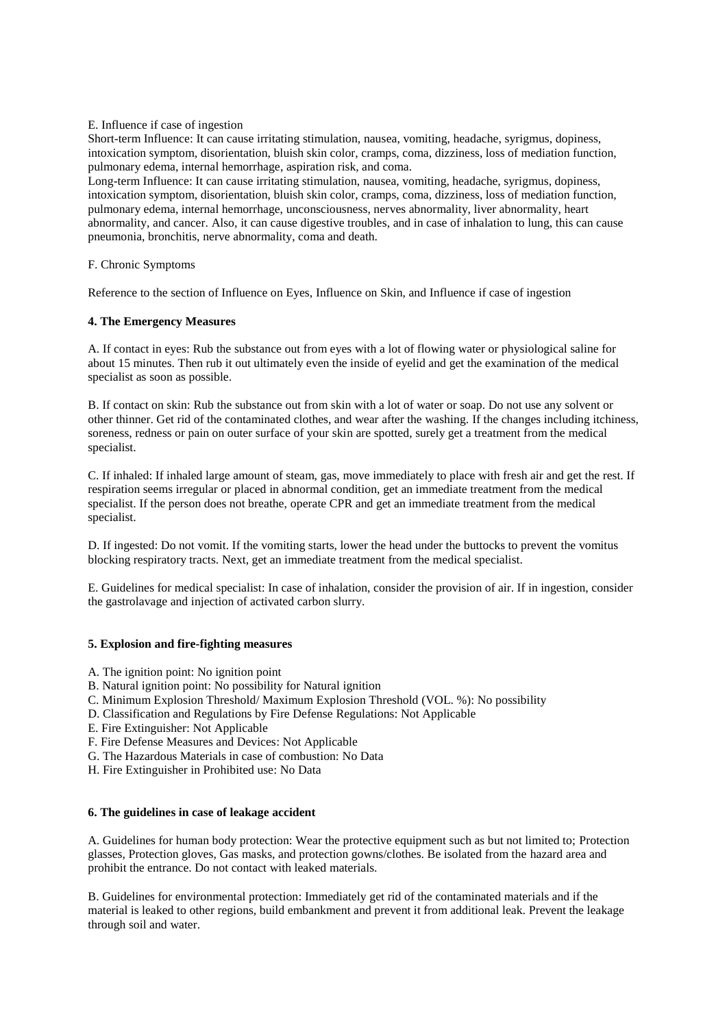E. Influence if case of ingestion

Short-term Influence: It can cause irritating stimulation, nausea, vomiting, headache, syrigmus, dopiness, intoxication symptom, disorientation, bluish skin color, cramps, coma, dizziness, loss of mediation function, pulmonary edema, internal hemorrhage, aspiration risk, and coma.

Long-term Influence: It can cause irritating stimulation, nausea, vomiting, headache, syrigmus, dopiness, intoxication symptom, disorientation, bluish skin color, cramps, coma, dizziness, loss of mediation function, pulmonary edema, internal hemorrhage, unconsciousness, nerves abnormality, liver abnormality, heart abnormality, and cancer. Also, it can cause digestive troubles, and in case of inhalation to lung, this can cause pneumonia, bronchitis, nerve abnormality, coma and death.

F. Chronic Symptoms

Reference to the section of Influence on Eyes, Influence on Skin, and Influence if case of ingestion

**4. The Emergency Measures**

A. If contact in eyes: Rub the substance out from eyes with a lot of flowing water or physiological saline for about 15 minutes. Then rub it out ultimately even the inside of eyelid and get the examination of the medical specialist as soon as possible.

B. If contact on skin: Rub the substance out from skin with a lot of water or soap. Do not use any solvent or other thinner. Get rid of the contaminated clothes, and wear after the washing. If the changes including itchiness, soreness, redness or pain on outer surface of your skin are spotted, surely get a treatment from the medical specialist.

C. If inhaled: If inhaled large amount of steam, gas, move immediately to place with fresh air and get the rest. If respiration seems irregular or placed in abnormal condition, get an immediate treatment from the medical specialist. If the person does not breathe, operate CPR and get an immediate treatment from the medical specialist.

D. If ingested: Do not vomit. If the vomiting starts, lower the head under the buttocks to prevent the vomitus blocking respiratory tracts. Next, get an immediate treatment from the medical specialist.

E. Guidelines for medical specialist: In case of inhalation, consider the provision of air. If in ingestion, consider the gastrolavage and injection of activated carbon slurry.

**5. Explosion and fire-fighting measures**

A. The ignition point: No ignition point
B. Natural ignition point: No possibility for Natural ignition
C. Minimum Explosion Threshold/ Maximum Explosion Threshold (VOL. %): No possibility
D. Classification and Regulations by Fire Defense Regulations: Not Applicable
E. Fire Extinguisher: Not Applicable
F. Fire Defense Measures and Devices: Not Applicable
G. The Hazardous Materials in case of combustion: No Data
H. Fire Extinguisher in Prohibited use: No Data

**6. The guidelines in case of leakage accident**

A. Guidelines for human body protection: Wear the protective equipment such as but not limited to; Protection glasses, Protection gloves, Gas masks, and protection gowns/clothes. Be isolated from the hazard area and prohibit the entrance. Do not contact with leaked materials.

B. Guidelines for environmental protection: Immediately get rid of the contaminated materials and if the material is leaked to other regions, build embankment and prevent it from additional leak. Prevent the leakage through soil and water.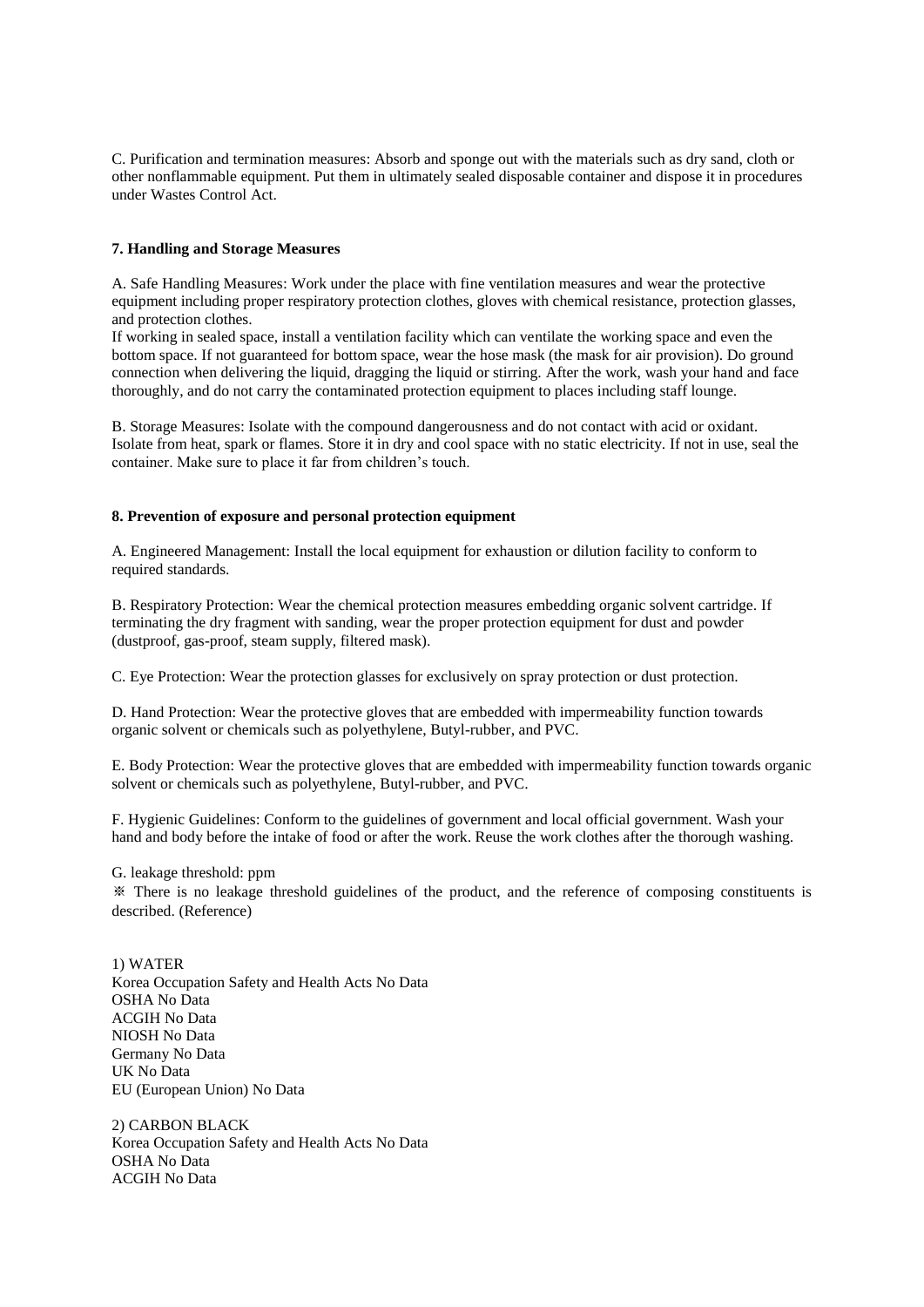C. Purification and termination measures: Absorb and sponge out with the materials such as dry sand, cloth or other nonflammable equipment. Put them in ultimately sealed disposable container and dispose it in procedures under Wastes Control Act.

### 7. Handling and Storage Measures

A. Safe Handling Measures: Work under the place with fine ventilation measures and wear the protective equipment including proper respiratory protection clothes, gloves with chemical resistance, protection glasses, and protection clothes.
If working in sealed space, install a ventilation facility which can ventilate the working space and even the bottom space. If not guaranteed for bottom space, wear the hose mask (the mask for air provision). Do ground connection when delivering the liquid, dragging the liquid or stirring. After the work, wash your hand and face thoroughly, and do not carry the contaminated protection equipment to places including staff lounge.

B. Storage Measures: Isolate with the compound dangerousness and do not contact with acid or oxidant. Isolate from heat, spark or flames. Store it in dry and cool space with no static electricity. If not in use, seal the container. Make sure to place it far from children's touch.

### 8. Prevention of exposure and personal protection equipment

A. Engineered Management: Install the local equipment for exhaustion or dilution facility to conform to required standards.

B. Respiratory Protection: Wear the chemical protection measures embedding organic solvent cartridge. If terminating the dry fragment with sanding, wear the proper protection equipment for dust and powder (dustproof, gas-proof, steam supply, filtered mask).

C. Eye Protection: Wear the protection glasses for exclusively on spray protection or dust protection.

D. Hand Protection: Wear the protective gloves that are embedded with impermeability function towards organic solvent or chemicals such as polyethylene, Butyl-rubber, and PVC.

E. Body Protection: Wear the protective gloves that are embedded with impermeability function towards organic solvent or chemicals such as polyethylene, Butyl-rubber, and PVC.

F. Hygienic Guidelines: Conform to the guidelines of government and local official government. Wash your hand and body before the intake of food or after the work. Reuse the work clothes after the thorough washing.

G. leakage threshold: ppm
※ There is no leakage threshold guidelines of the product, and the reference of composing constituents is described. (Reference)

1) WATER
Korea Occupation Safety and Health Acts No Data
OSHA No Data
ACGIH No Data
NIOSH No Data
Germany No Data
UK No Data
EU (European Union) No Data

2) CARBON BLACK
Korea Occupation Safety and Health Acts No Data
OSHA No Data
ACGIH No Data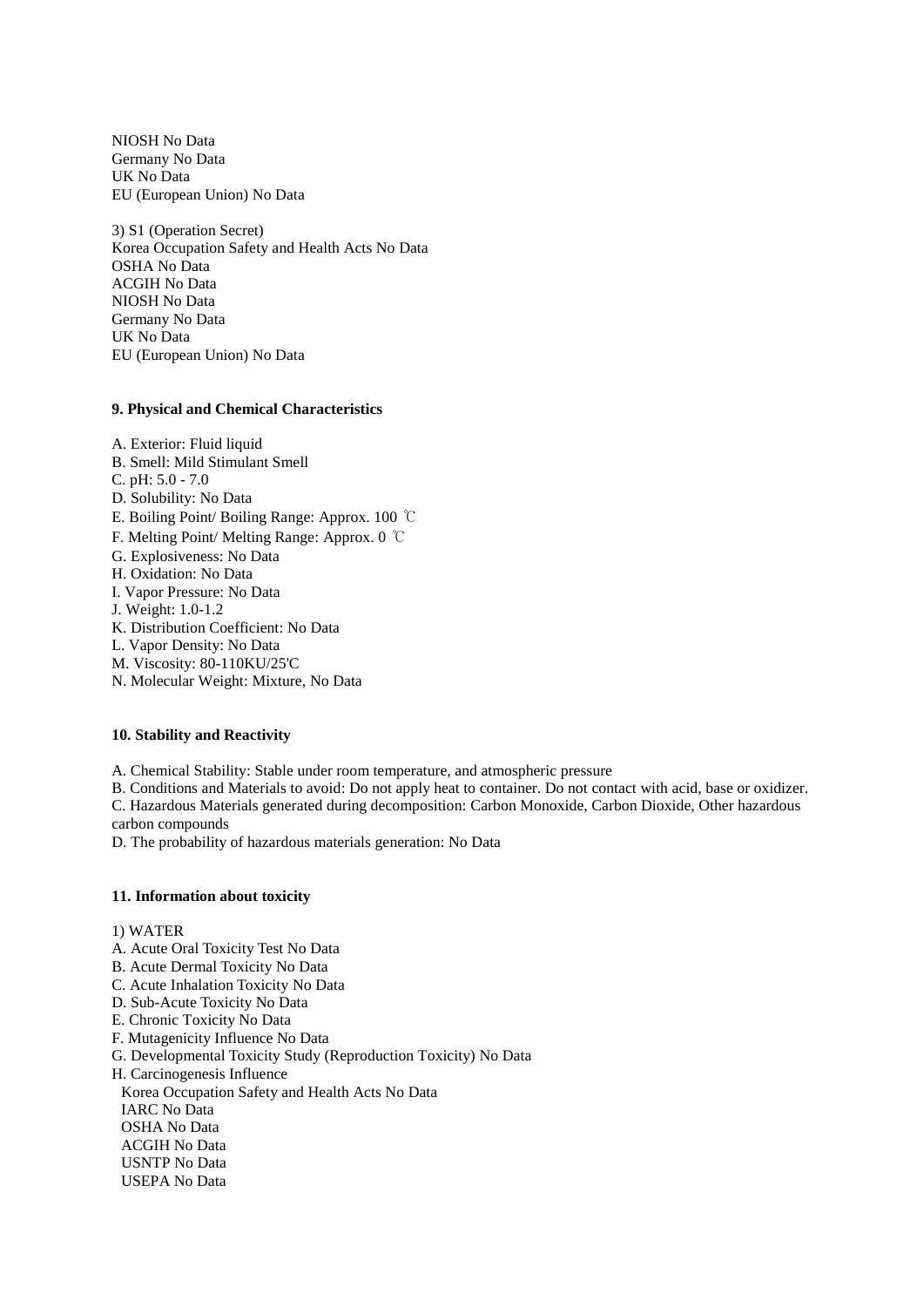NIOSH No Data
Germany No Data
UK No Data
EU (European Union) No Data

3) S1 (Operation Secret)
Korea Occupation Safety and Health Acts No Data
OSHA No Data
ACGIH No Data
NIOSH No Data
Germany No Data
UK No Data
EU (European Union) No Data

**9. Physical and Chemical Characteristics**

A. Exterior: Fluid liquid
B. Smell: Mild Stimulant Smell
C. pH: 5.0 - 7.0
D. Solubility: No Data
E. Boiling Point/ Boiling Range: Approx. 100 ℃
F. Melting Point/ Melting Range: Approx. 0 ℃
G. Explosiveness: No Data
H. Oxidation: No Data
I. Vapor Pressure: No Data
J. Weight: 1.0-1.2
K. Distribution Coefficient: No Data
L. Vapor Density: No Data
M. Viscosity: 80-110KU/25'C
N. Molecular Weight: Mixture, No Data

**10. Stability and Reactivity**

A. Chemical Stability: Stable under room temperature, and atmospheric pressure
B. Conditions and Materials to avoid: Do not apply heat to container. Do not contact with acid, base or oxidizer.
C. Hazardous Materials generated during decomposition: Carbon Monoxide, Carbon Dioxide, Other hazardous carbon compounds
D. The probability of hazardous materials generation: No Data

**11. Information about toxicity**

1) WATER
A. Acute Oral Toxicity Test No Data
B. Acute Dermal Toxicity No Data
C. Acute Inhalation Toxicity No Data
D. Sub-Acute Toxicity No Data
E. Chronic Toxicity No Data
F. Mutagenicity Influence No Data
G. Developmental Toxicity Study (Reproduction Toxicity) No Data
H. Carcinogenesis Influence
  Korea Occupation Safety and Health Acts No Data
  IARC No Data
  OSHA No Data
  ACGIH No Data
  USNTP No Data
  USEPA No Data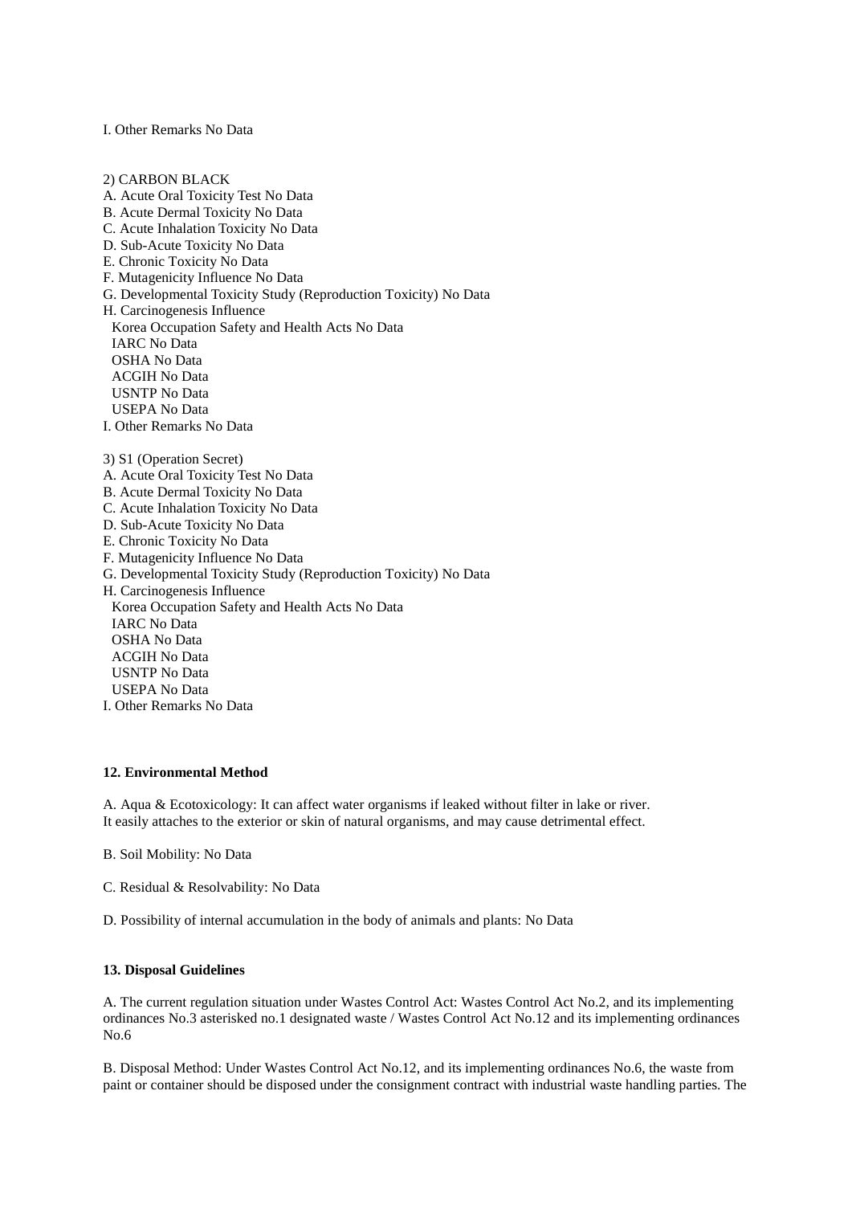I. Other Remarks No Data

2) CARBON BLACK
A. Acute Oral Toxicity Test No Data
B. Acute Dermal Toxicity No Data
C. Acute Inhalation Toxicity No Data
D. Sub-Acute Toxicity No Data
E. Chronic Toxicity No Data
F. Mutagenicity Influence No Data
G. Developmental Toxicity Study (Reproduction Toxicity) No Data
H. Carcinogenesis Influence
  Korea Occupation Safety and Health Acts No Data
  IARC No Data
  OSHA No Data
  ACGIH No Data
  USNTP No Data
  USEPA No Data
I. Other Remarks No Data

3) S1 (Operation Secret)
A. Acute Oral Toxicity Test No Data
B. Acute Dermal Toxicity No Data
C. Acute Inhalation Toxicity No Data
D. Sub-Acute Toxicity No Data
E. Chronic Toxicity No Data
F. Mutagenicity Influence No Data
G. Developmental Toxicity Study (Reproduction Toxicity) No Data
H. Carcinogenesis Influence
  Korea Occupation Safety and Health Acts No Data
  IARC No Data
  OSHA No Data
  ACGIH No Data
  USNTP No Data
  USEPA No Data
I. Other Remarks No Data

**12. Environmental Method**

A. Aqua & Ecotoxicology: It can affect water organisms if leaked without filter in lake or river.
It easily attaches to the exterior or skin of natural organisms, and may cause detrimental effect.

B. Soil Mobility: No Data

C. Residual & Resolvability: No Data

D. Possibility of internal accumulation in the body of animals and plants: No Data

**13. Disposal Guidelines**

A. The current regulation situation under Wastes Control Act: Wastes Control Act No.2, and its implementing ordinances No.3 asterisked no.1 designated waste / Wastes Control Act No.12 and its implementing ordinances No.6

B. Disposal Method: Under Wastes Control Act No.12, and its implementing ordinances No.6, the waste from paint or container should be disposed under the consignment contract with industrial waste handling parties. The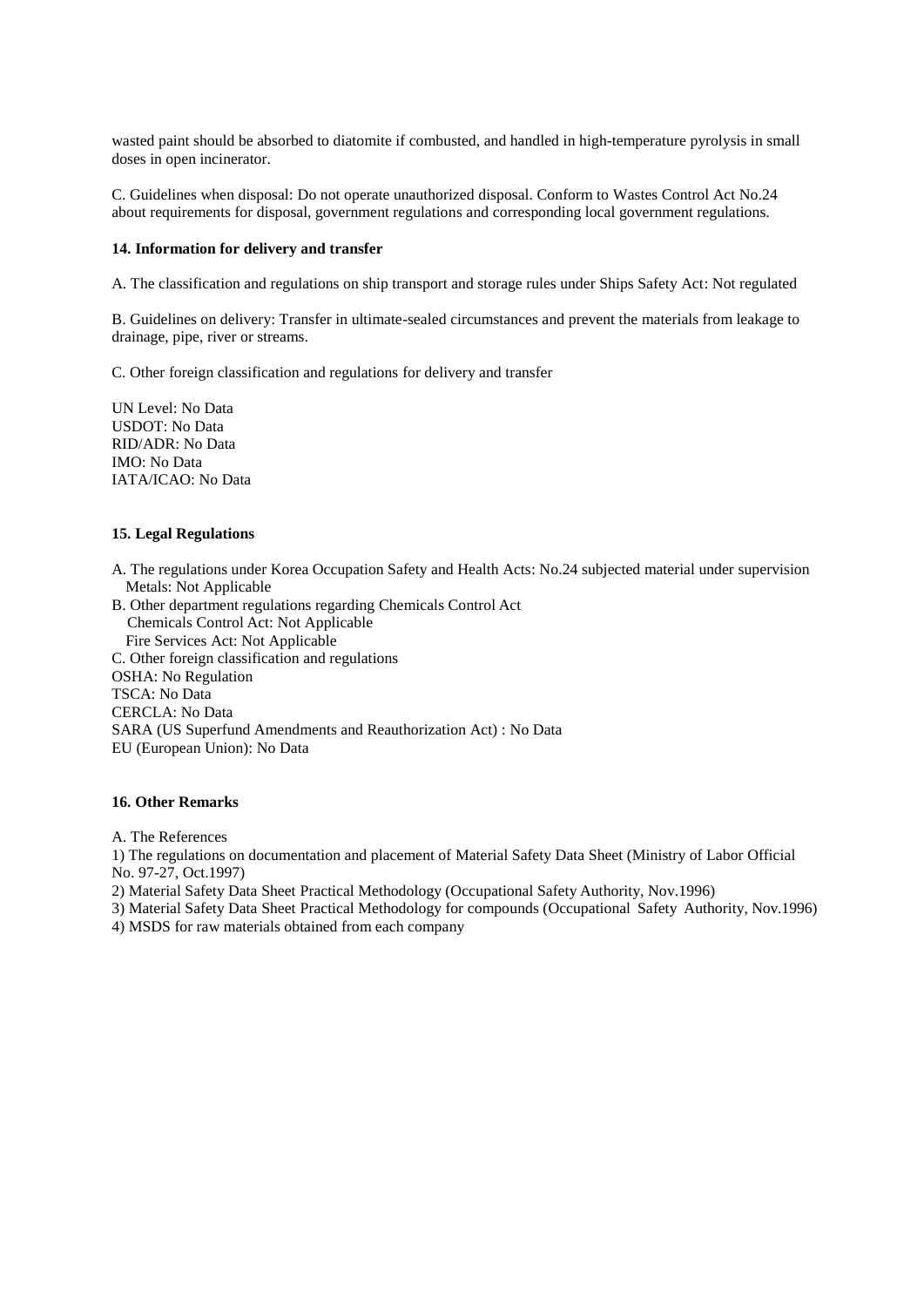wasted paint should be absorbed to diatomite if combusted, and handled in high-temperature pyrolysis in small doses in open incinerator.

C. Guidelines when disposal: Do not operate unauthorized disposal. Conform to Wastes Control Act No.24 about requirements for disposal, government regulations and corresponding local government regulations.

**14. Information for delivery and transfer**

A. The classification and regulations on ship transport and storage rules under Ships Safety Act: Not regulated

B. Guidelines on delivery: Transfer in ultimate-sealed circumstances and prevent the materials from leakage to drainage, pipe, river or streams.

C. Other foreign classification and regulations for delivery and transfer

UN Level: No Data
USDOT: No Data
RID/ADR: No Data
IMO: No Data
IATA/ICAO: No Data

**15. Legal Regulations**

A. The regulations under Korea Occupation Safety and Health Acts: No.24 subjected material under supervision
Metals: Not Applicable
B. Other department regulations regarding Chemicals Control Act
Chemicals Control Act: Not Applicable
Fire Services Act: Not Applicable
C. Other foreign classification and regulations
OSHA: No Regulation
TSCA: No Data
CERCLA: No Data
SARA (US Superfund Amendments and Reauthorization Act) : No Data
EU (European Union): No Data

**16. Other Remarks**

A. The References
1) The regulations on documentation and placement of Material Safety Data Sheet (Ministry of Labor Official No. 97-27, Oct.1997)
2) Material Safety Data Sheet Practical Methodology (Occupational Safety Authority, Nov.1996)
3) Material Safety Data Sheet Practical Methodology for compounds (Occupational Safety Authority, Nov.1996)
4) MSDS for raw materials obtained from each company